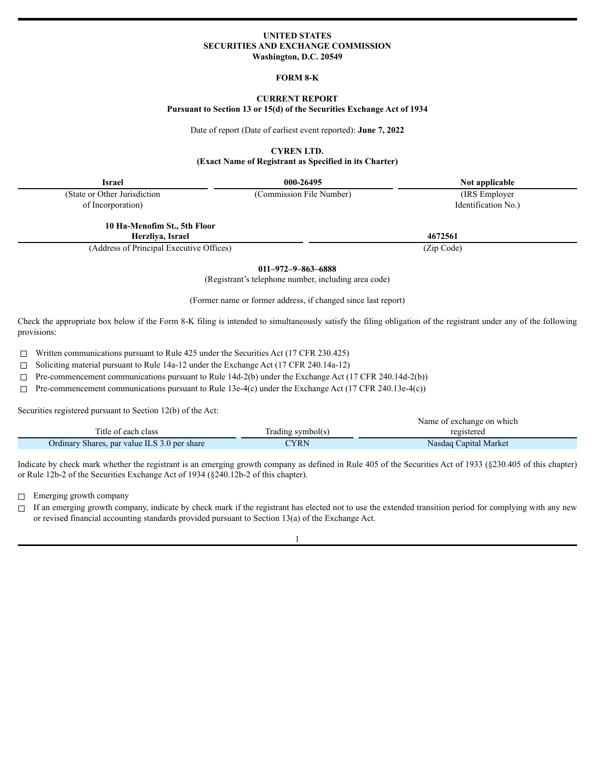**UNITED STATES**
**SECURITIES AND EXCHANGE COMMISSION**
**Washington, D.C. 20549**

**FORM 8-K**

**CURRENT REPORT**
**Pursuant to Section 13 or 15(d) of the Securities Exchange Act of 1934**

Date of report (Date of earliest event reported): **June 7, 2022**

**CYREN LTD.**
**(Exact Name of Registrant as Specified in its Charter)**

| **Israel** | **000-26495** | **Not applicable** |
|---|---|---|
| (State or Other Jurisdiction of Incorporation) | (Commission File Number) | (IRS Employer Identification No.) |

| **10 Ha-Menofim St., 5th Floor Herzliya, Israel** | **4672561** |
|---|---|
| (Address of Principal Executive Offices) | (Zip Code) |

**011–972–9–863–6888**
(Registrant's telephone number, including area code)

(Former name or former address, if changed since last report)

Check the appropriate box below if the Form 8-K filing is intended to simultaneously satisfy the filing obligation of the registrant under any of the following provisions:

☐ Written communications pursuant to Rule 425 under the Securities Act (17 CFR 230.425)

☐ Soliciting material pursuant to Rule 14a-12 under the Exchange Act (17 CFR 240.14a-12)

☐ Pre-commencement communications pursuant to Rule 14d-2(b) under the Exchange Act (17 CFR 240.14d-2(b))

☐ Pre-commencement communications pursuant to Rule 13e-4(c) under the Exchange Act (17 CFR 240.13e-4(c))

Securities registered pursuant to Section 12(b) of the Act:

| Title of each class | Trading symbol(s) | Name of exchange on which registered |
|---|---|---|
| Ordinary Shares, par value ILS 3.0 per share | CYRN | Nasdaq Capital Market |

Indicate by check mark whether the registrant is an emerging growth company as defined in Rule 405 of the Securities Act of 1933 (§230.405 of this chapter) or Rule 12b-2 of the Securities Exchange Act of 1934 (§240.12b-2 of this chapter).

☐ Emerging growth company

☐ If an emerging growth company, indicate by check mark if the registrant has elected not to use the extended transition period for complying with any new or revised financial accounting standards provided pursuant to Section 13(a) of the Exchange Act.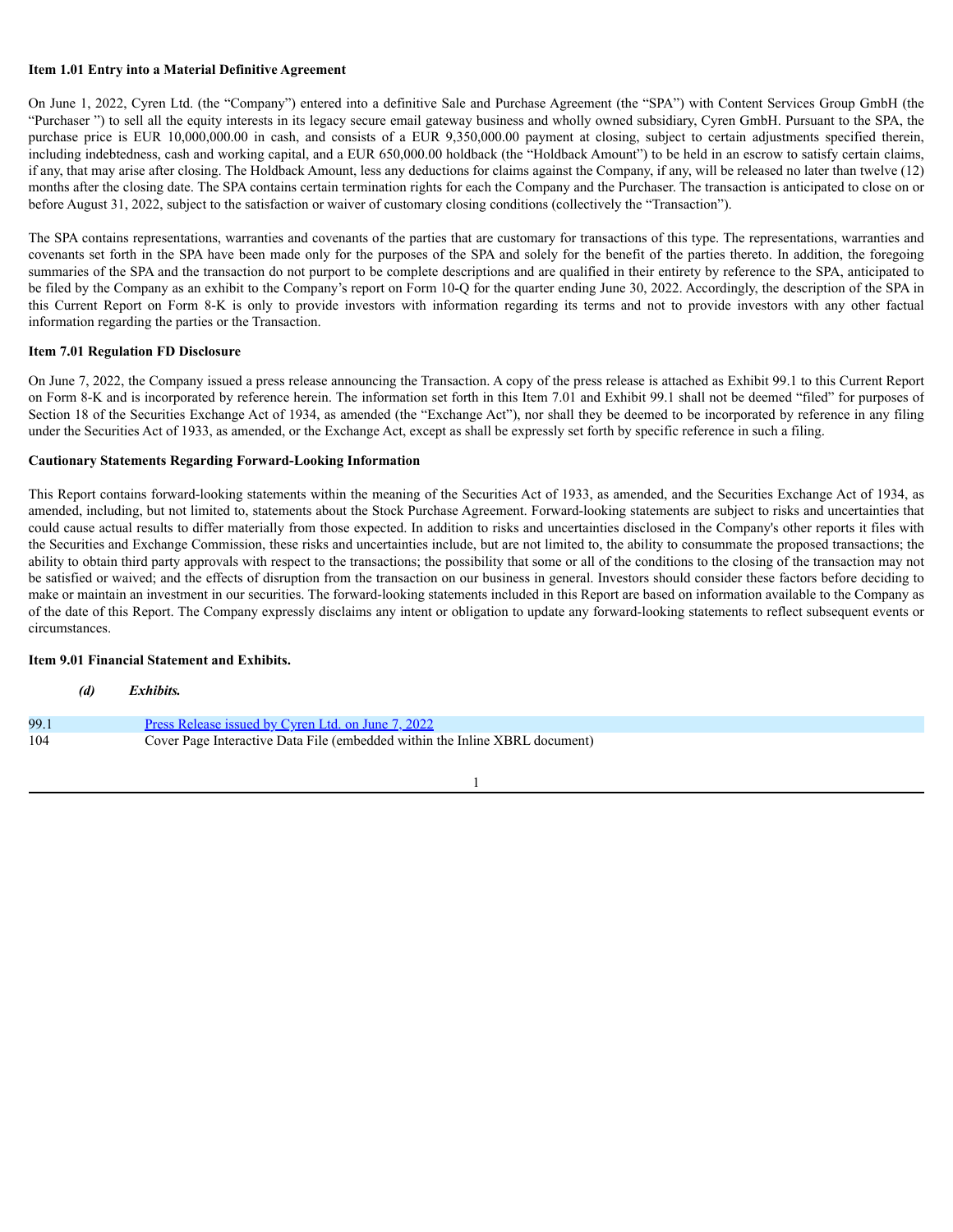**Item 1.01 Entry into a Material Definitive Agreement**

On June 1, 2022, Cyren Ltd. (the "Company") entered into a definitive Sale and Purchase Agreement (the "SPA") with Content Services Group GmbH (the "Purchaser ") to sell all the equity interests in its legacy secure email gateway business and wholly owned subsidiary, Cyren GmbH. Pursuant to the SPA, the purchase price is EUR 10,000,000.00 in cash, and consists of a EUR 9,350,000.00 payment at closing, subject to certain adjustments specified therein, including indebtedness, cash and working capital, and a EUR 650,000.00 holdback (the "Holdback Amount") to be held in an escrow to satisfy certain claims, if any, that may arise after closing. The Holdback Amount, less any deductions for claims against the Company, if any, will be released no later than twelve (12) months after the closing date. The SPA contains certain termination rights for each the Company and the Purchaser. The transaction is anticipated to close on or before August 31, 2022, subject to the satisfaction or waiver of customary closing conditions (collectively the "Transaction").

The SPA contains representations, warranties and covenants of the parties that are customary for transactions of this type. The representations, warranties and covenants set forth in the SPA have been made only for the purposes of the SPA and solely for the benefit of the parties thereto. In addition, the foregoing summaries of the SPA and the transaction do not purport to be complete descriptions and are qualified in their entirety by reference to the SPA, anticipated to be filed by the Company as an exhibit to the Company's report on Form 10-Q for the quarter ending June 30, 2022. Accordingly, the description of the SPA in this Current Report on Form 8-K is only to provide investors with information regarding its terms and not to provide investors with any other factual information regarding the parties or the Transaction.

**Item 7.01 Regulation FD Disclosure**

On June 7, 2022, the Company issued a press release announcing the Transaction. A copy of the press release is attached as Exhibit 99.1 to this Current Report on Form 8-K and is incorporated by reference herein. The information set forth in this Item 7.01 and Exhibit 99.1 shall not be deemed "filed" for purposes of Section 18 of the Securities Exchange Act of 1934, as amended (the "Exchange Act"), nor shall they be deemed to be incorporated by reference in any filing under the Securities Act of 1933, as amended, or the Exchange Act, except as shall be expressly set forth by specific reference in such a filing.

**Cautionary Statements Regarding Forward-Looking Information**

This Report contains forward-looking statements within the meaning of the Securities Act of 1933, as amended, and the Securities Exchange Act of 1934, as amended, including, but not limited to, statements about the Stock Purchase Agreement. Forward-looking statements are subject to risks and uncertainties that could cause actual results to differ materially from those expected. In addition to risks and uncertainties disclosed in the Company's other reports it files with the Securities and Exchange Commission, these risks and uncertainties include, but are not limited to, the ability to consummate the proposed transactions; the ability to obtain third party approvals with respect to the transactions; the possibility that some or all of the conditions to the closing of the transaction may not be satisfied or waived; and the effects of disruption from the transaction on our business in general. Investors should consider these factors before deciding to make or maintain an investment in our securities. The forward-looking statements included in this Report are based on information available to the Company as of the date of this Report. The Company expressly disclaims any intent or obligation to update any forward-looking statements to reflect subsequent events or circumstances.

**Item 9.01 Financial Statement and Exhibits.**

***(d) Exhibits.***

| | |
|---|---|
| 99.1 | Press Release issued by Cyren Ltd. on June 7, 2022 |
| 104 | Cover Page Interactive Data File (embedded within the Inline XBRL document) |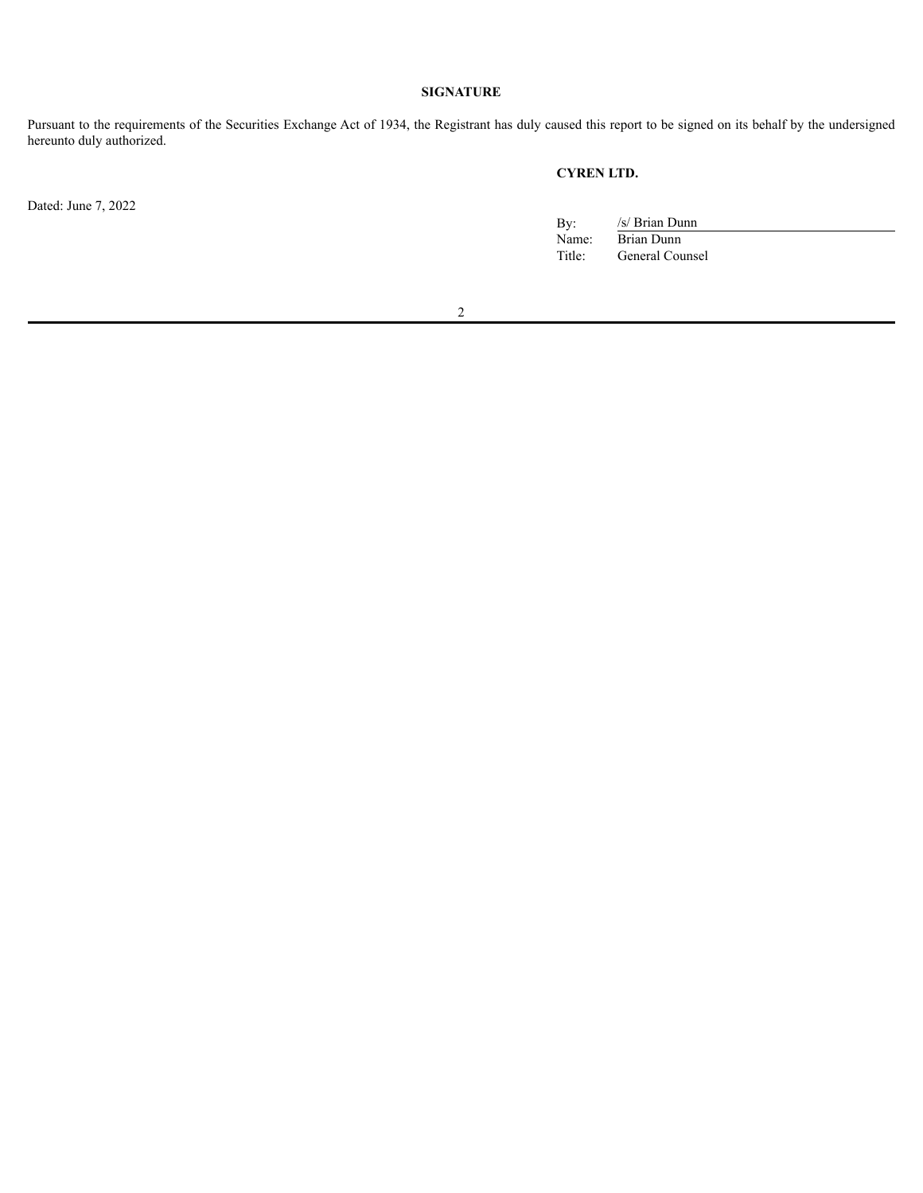**SIGNATURE**

Pursuant to the requirements of the Securities Exchange Act of 1934, the Registrant has duly caused this report to be signed on its behalf by the undersigned hereunto duly authorized.

**CYREN LTD.**

Dated: June 7, 2022

By: /s/ Brian Dunn
Name: Brian Dunn
Title: General Counsel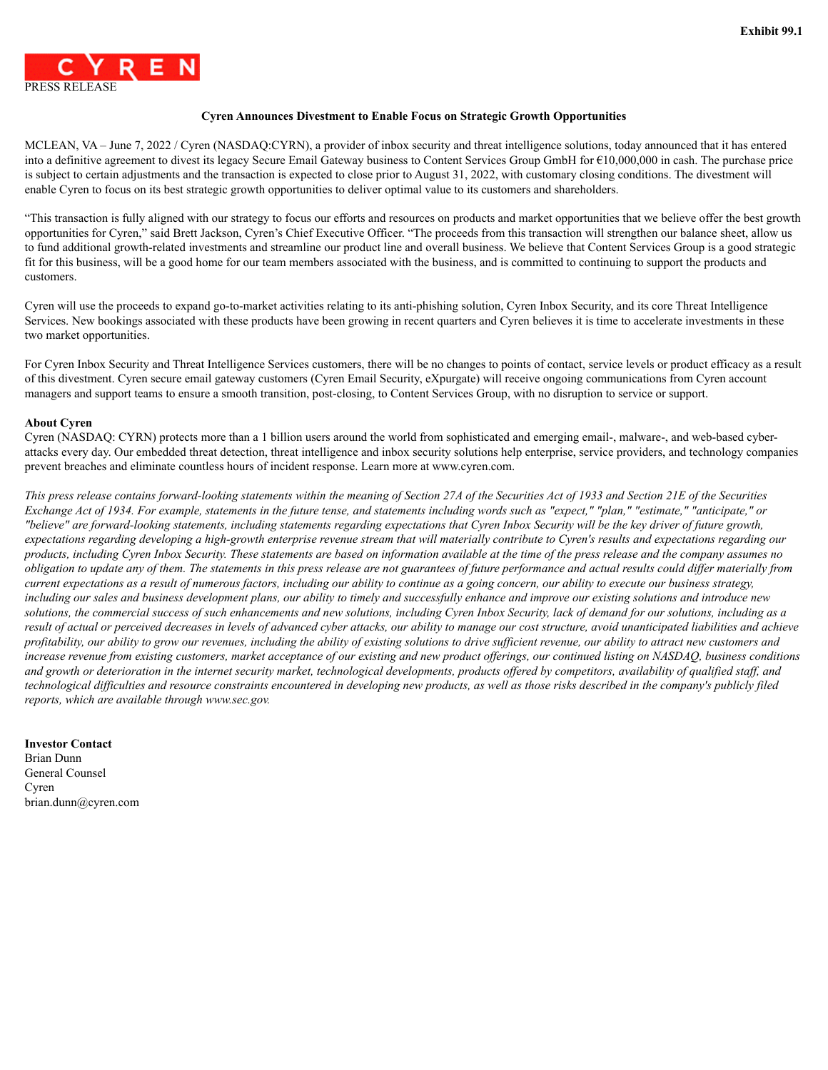Exhibit 99.1

CYREN

PRESS RELEASE

**Cyren Announces Divestment to Enable Focus on Strategic Growth Opportunities**

MCLEAN, VA – June 7, 2022 / Cyren (NASDAQ:CYRN), a provider of inbox security and threat intelligence solutions, today announced that it has entered into a definitive agreement to divest its legacy Secure Email Gateway business to Content Services Group GmbH for €10,000,000 in cash. The purchase price is subject to certain adjustments and the transaction is expected to close prior to August 31, 2022, with customary closing conditions. The divestment will enable Cyren to focus on its best strategic growth opportunities to deliver optimal value to its customers and shareholders.

"This transaction is fully aligned with our strategy to focus our efforts and resources on products and market opportunities that we believe offer the best growth opportunities for Cyren," said Brett Jackson, Cyren's Chief Executive Officer. "The proceeds from this transaction will strengthen our balance sheet, allow us to fund additional growth-related investments and streamline our product line and overall business. We believe that Content Services Group is a good strategic fit for this business, will be a good home for our team members associated with the business, and is committed to continuing to support the products and customers.

Cyren will use the proceeds to expand go-to-market activities relating to its anti-phishing solution, Cyren Inbox Security, and its core Threat Intelligence Services. New bookings associated with these products have been growing in recent quarters and Cyren believes it is time to accelerate investments in these two market opportunities.

For Cyren Inbox Security and Threat Intelligence Services customers, there will be no changes to points of contact, service levels or product efficacy as a result of this divestment. Cyren secure email gateway customers (Cyren Email Security, eXpurgate) will receive ongoing communications from Cyren account managers and support teams to ensure a smooth transition, post-closing, to Content Services Group, with no disruption to service or support.

**About Cyren**

Cyren (NASDAQ: CYRN) protects more than a 1 billion users around the world from sophisticated and emerging email-, malware-, and web-based cyber-attacks every day. Our embedded threat detection, threat intelligence and inbox security solutions help enterprise, service providers, and technology companies prevent breaches and eliminate countless hours of incident response. Learn more at www.cyren.com.

*This press release contains forward-looking statements within the meaning of Section 27A of the Securities Act of 1933 and Section 21E of the Securities Exchange Act of 1934. For example, statements in the future tense, and statements including words such as "expect," "plan," "estimate," "anticipate," or "believe" are forward-looking statements, including statements regarding expectations that Cyren Inbox Security will be the key driver of future growth, expectations regarding developing a high-growth enterprise revenue stream that will materially contribute to Cyren's results and expectations regarding our products, including Cyren Inbox Security. These statements are based on information available at the time of the press release and the company assumes no obligation to update any of them. The statements in this press release are not guarantees of future performance and actual results could differ materially from current expectations as a result of numerous factors, including our ability to continue as a going concern, our ability to execute our business strategy, including our sales and business development plans, our ability to timely and successfully enhance and improve our existing solutions and introduce new solutions, the commercial success of such enhancements and new solutions, including Cyren Inbox Security, lack of demand for our solutions, including as a result of actual or perceived decreases in levels of advanced cyber attacks, our ability to manage our cost structure, avoid unanticipated liabilities and achieve profitability, our ability to grow our revenues, including the ability of existing solutions to drive sufficient revenue, our ability to attract new customers and increase revenue from existing customers, market acceptance of our existing and new product offerings, our continued listing on NASDAQ, business conditions and growth or deterioration in the internet security market, technological developments, products offered by competitors, availability of qualified staff, and technological difficulties and resource constraints encountered in developing new products, as well as those risks described in the company's publicly filed reports, which are available through www.sec.gov.*

**Investor Contact**
Brian Dunn
General Counsel
Cyren
brian.dunn@cyren.com